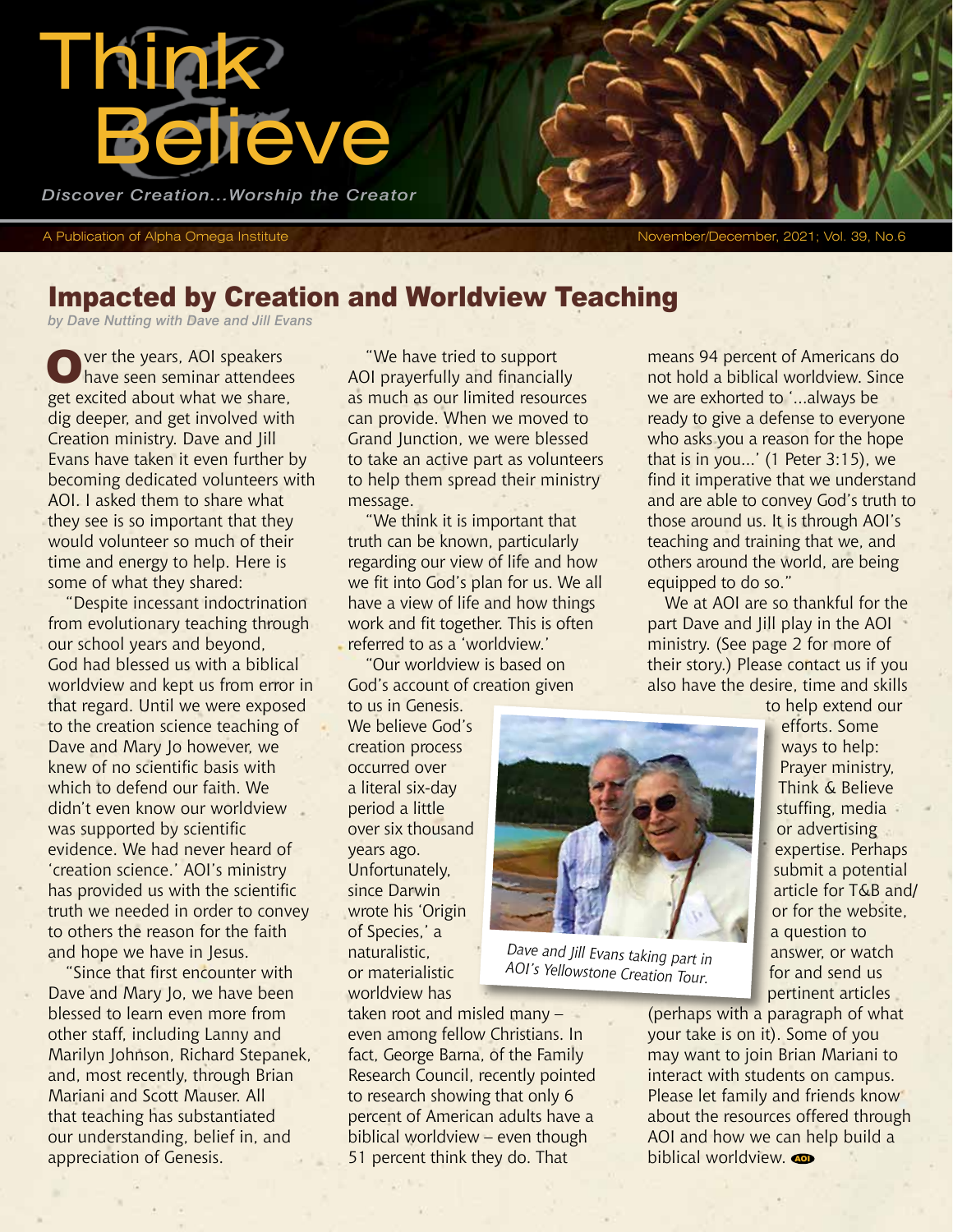# Think Believe

*Discover Creation...Worship the Creator*

A Publication of Alpha Omega Institute

## Impacted by Creation and Worldview Teaching

*by Dave Nutting with Dave and Jill Evans*

Over the years, AOI speakers have seen seminar attendees get excited about what we share, dig deeper, and get involved with Creation ministry. Dave and Jill Evans have taken it even further by becoming dedicated volunteers with AOI. I asked them to share what they see is so important that they would volunteer so much of their time and energy to help. Here is some of what they shared:

"Despite incessant indoctrination from evolutionary teaching through our school years and beyond, God had blessed us with a biblical worldview and kept us from error in that regard. Until we were exposed to the creation science teaching of Dave and Mary Jo however, we knew of no scientific basis with which to defend our faith. We didn't even know our worldview was supported by scientific evidence. We had never heard of 'creation science.' AOI's ministry has provided us with the scientific truth we needed in order to convey to others the reason for the faith and hope we have in Jesus.

"Since that first encounter with Dave and Mary Jo, we have been blessed to learn even more from other staff, including Lanny and Marilyn Johnson, Richard Stepanek, and, most recently, through Brian Mariani and Scott Mauser. All that teaching has substantiated our understanding, belief in, and appreciation of Genesis.

"We have tried to support AOI prayerfully and financially as much as our limited resources can provide. When we moved to Grand Junction, we were blessed to take an active part as volunteers to help them spread their ministry message.

"We think it is important that truth can be known, particularly regarding our view of life and how we fit into God's plan for us. We all have a view of life and how things work and fit together. This is often referred to as a 'worldview.'

"Our worldview is based on God's account of creation given to us in Genesis. We believe God's creation process occurred over a literal six-day period a little over six thousand years ago. Unfortunately, since Darwin wrote his 'Origin of Species,' a naturalistic, or materialistic worldview has taken root and misled many – even among fellow Christians. In fact, George Barna, of the Family Research Council, recently pointed to research showing that only 6 percent of American adults have a biblical worldview – even though 51 percent think they do. That means 94 percent of Americans do not hold a biblical worldview. Since we are exhorted to '...always be ready to give a defense to everyone who asks you a reason for the hope that is in you...' (1 Peter 3:15), we find it imperative that we understand and are able to convey God's truth to those around us. It is through AOI's teaching and training that we, and others around the world, are being equipped to do so."

*Dave and Jill Evans taking part in AOI's Yellowstone Creation Tour.*

We at AOI are so thankful for the part Dave and Jill play in the AOI ministry. (See page 2 for more of their story.) Please contact us if you also have the desire, time and skills to help extend our efforts. Some ways to help: Prayer ministry, Think & Believe stuffing, media or advertising expertise. Perhaps submit a potential article for T&B and/or for the website, a question to answer, or watch for and send us pertinent articles (perhaps with a paragraph of what your take is on it). Some of you may want to join Brian Mariani to interact with students on campus. Please let family and friends know about the resources offered through AOI and how we can help build a biblical worldview.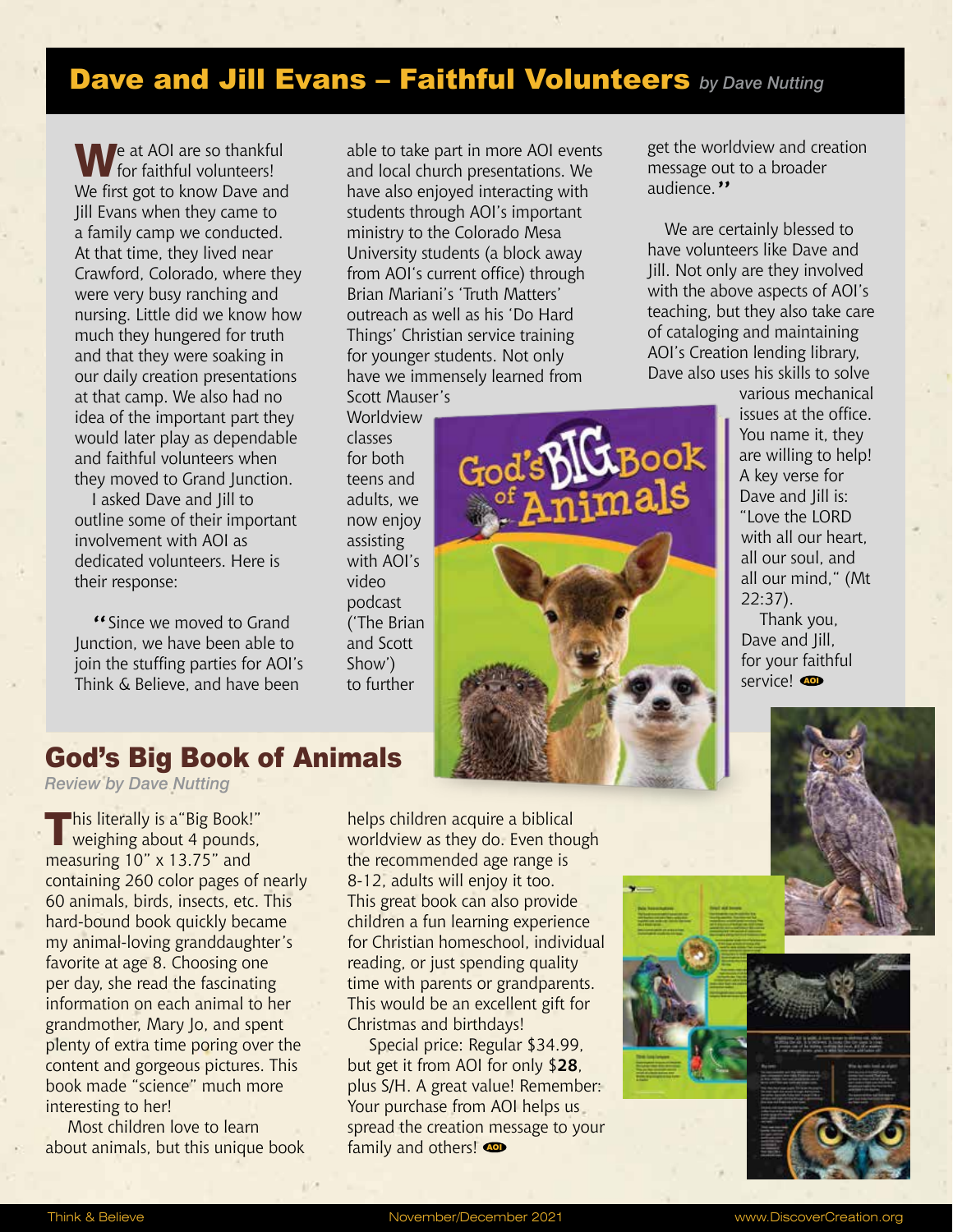## Dave and Jill Evans – Faithful Volunteers *by Dave Nutting*

We at AOI are so thankful for faithful volunteers! We first got to know Dave and Jill Evans when they came to a family camp we conducted. At that time, they lived near Crawford, Colorado, where they were very busy ranching and nursing. Little did we know how much they hungered for truth and that they were soaking in our daily creation presentations at that camp. We also had no idea of the important part they would later play as dependable and faithful volunteers when they moved to Grand Junction.

I asked Dave and Jill to outline some of their important involvement with AOI as dedicated volunteers. Here is their response:

"Since we moved to Grand Junction, we have been able to join the stuffing parties for AOI's Think & Believe, and have been able to take part in more AOI events and local church presentations. We have also enjoyed interacting with students through AOI's important ministry to the Colorado Mesa University students (a block away from AOI's current office) through Brian Mariani's 'Truth Matters' outreach as well as his 'Do Hard Things' Christian service training for younger students. Not only have we immensely learned from Scott Mauser's Worldview classes for both teens and adults, we now enjoy assisting with AOI's video podcast ('The Brian and Scott Show') to further get the worldview and creation message out to a broader audience."

We are certainly blessed to have volunteers like Dave and Jill. Not only are they involved with the above aspects of AOI's teaching, but they also take care of cataloging and maintaining AOI's Creation lending library, Dave also uses his skills to solve various mechanical issues at the office. You name it, they are willing to help! A key verse for Dave and Jill is: "Love the LORD with all our heart, all our soul, and all our mind," (Mt 22:37).

Thank you, Dave and Jill, for your faithful service!

## God's Big Book of Animals

*Review by Dave Nutting*

This literally is a "Big Book!" weighing about 4 pounds, measuring 10" x 13.75" and containing 260 color pages of nearly 60 animals, birds, insects, etc. This hard-bound book quickly became my animal-loving granddaughter's favorite at age 8. Choosing one per day, she read the fascinating information on each animal to her grandmother, Mary Jo, and spent plenty of extra time poring over the content and gorgeous pictures. This book made "science" much more interesting to her!

Most children love to learn about animals, but this unique book helps children acquire a biblical worldview as they do. Even though the recommended age range is 8-12, adults will enjoy it too. This great book can also provide children a fun learning experience for Christian homeschool, individual reading, or just spending quality time with parents or grandparents. This would be an excellent gift for Christmas and birthdays!

Special price: Regular $34.99, but get it from AOI for only $**28**, plus S/H. A great value! Remember: Your purchase from AOI helps us spread the creation message to your family and others!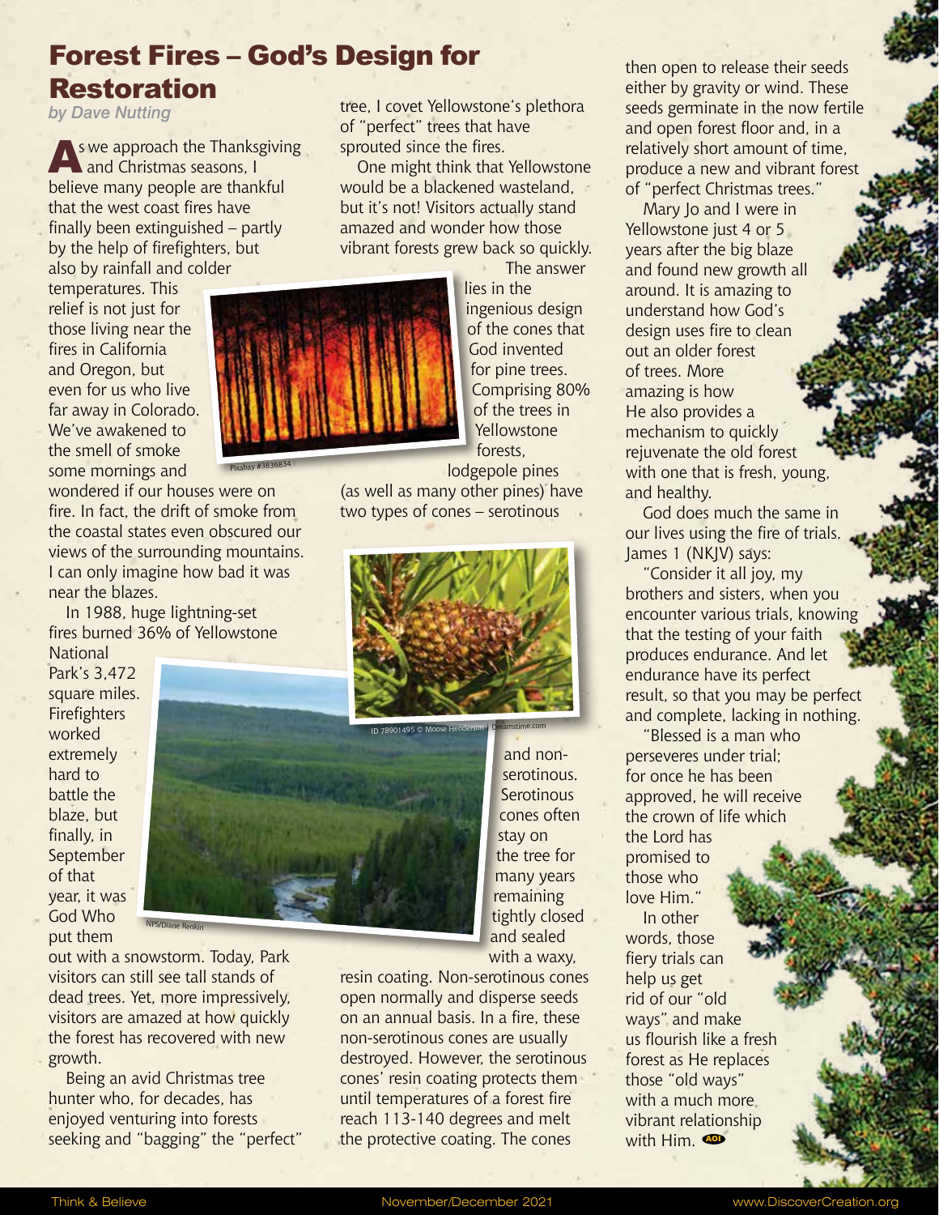# Forest Fires – God's Design for Restoration

*by Dave Nutting*

As we approach the Thanksgiving and Christmas seasons, I believe many people are thankful that the west coast fires have finally been extinguished – partly by the help of firefighters, but also by rainfall and colder temperatures. This relief is not just for those living near the fires in California and Oregon, but even for us who live far away in Colorado. We've awakened to the smell of smoke some mornings and wondered if our houses were on fire. In fact, the drift of smoke from the coastal states even obscured our views of the surrounding mountains. I can only imagine how bad it was near the blazes.

In 1988, huge lightning-set fires burned 36% of Yellowstone National Park's 3,472 square miles. Firefighters worked extremely hard to battle the blaze, but finally, in September of that year, it was God Who put them out with a snowstorm. Today, Park visitors can still see tall stands of dead trees. Yet, more impressively, visitors are amazed at how quickly the forest has recovered with new growth.

Being an avid Christmas tree hunter who, for decades, has enjoyed venturing into forests seeking and "bagging" the "perfect" tree, I covet Yellowstone's plethora of "perfect" trees that have sprouted since the fires.

One might think that Yellowstone would be a blackened wasteland, but it's not! Visitors actually stand amazed and wonder how those vibrant forests grew back so quickly. The answer lies in the ingenious design of the cones that God invented for pine trees. Comprising 80% of the trees in Yellowstone forests, lodgepole pines (as well as many other pines) have two types of cones – serotinous and non-serotinous. Serotinous cones often stay on the tree for many years remaining tightly closed and sealed with a waxy, resin coating. Non-serotinous cones open normally and disperse seeds on an annual basis. In a fire, these non-serotinous cones are usually destroyed. However, the serotinous cones' resin coating protects them until temperatures of a forest fire reach 113-140 degrees and melt the protective coating. The cones then open to release their seeds either by gravity or wind. These seeds germinate in the now fertile and open forest floor and, in a relatively short amount of time, produce a new and vibrant forest of "perfect Christmas trees."

Mary Jo and I were in Yellowstone just 4 or 5 years after the big blaze and found new growth all around. It is amazing to understand how God's design uses fire to clean out an older forest of trees. More amazing is how He also provides a mechanism to quickly rejuvenate the old forest with one that is fresh, young, and healthy.

God does much the same in our lives using the fire of trials. James 1 (NKJV) says:

"Consider it all joy, my brothers and sisters, when you encounter various trials, knowing that the testing of your faith produces endurance. And let endurance have its perfect result, so that you may be perfect and complete, lacking in nothing.

"Blessed is a man who perseveres under trial; for once he has been approved, he will receive the crown of life which the Lord has promised to those who love Him."

In other words, those fiery trials can help us get rid of our "old ways" and make us flourish like a fresh forest as He replaces those "old ways" with a much more vibrant relationship with Him.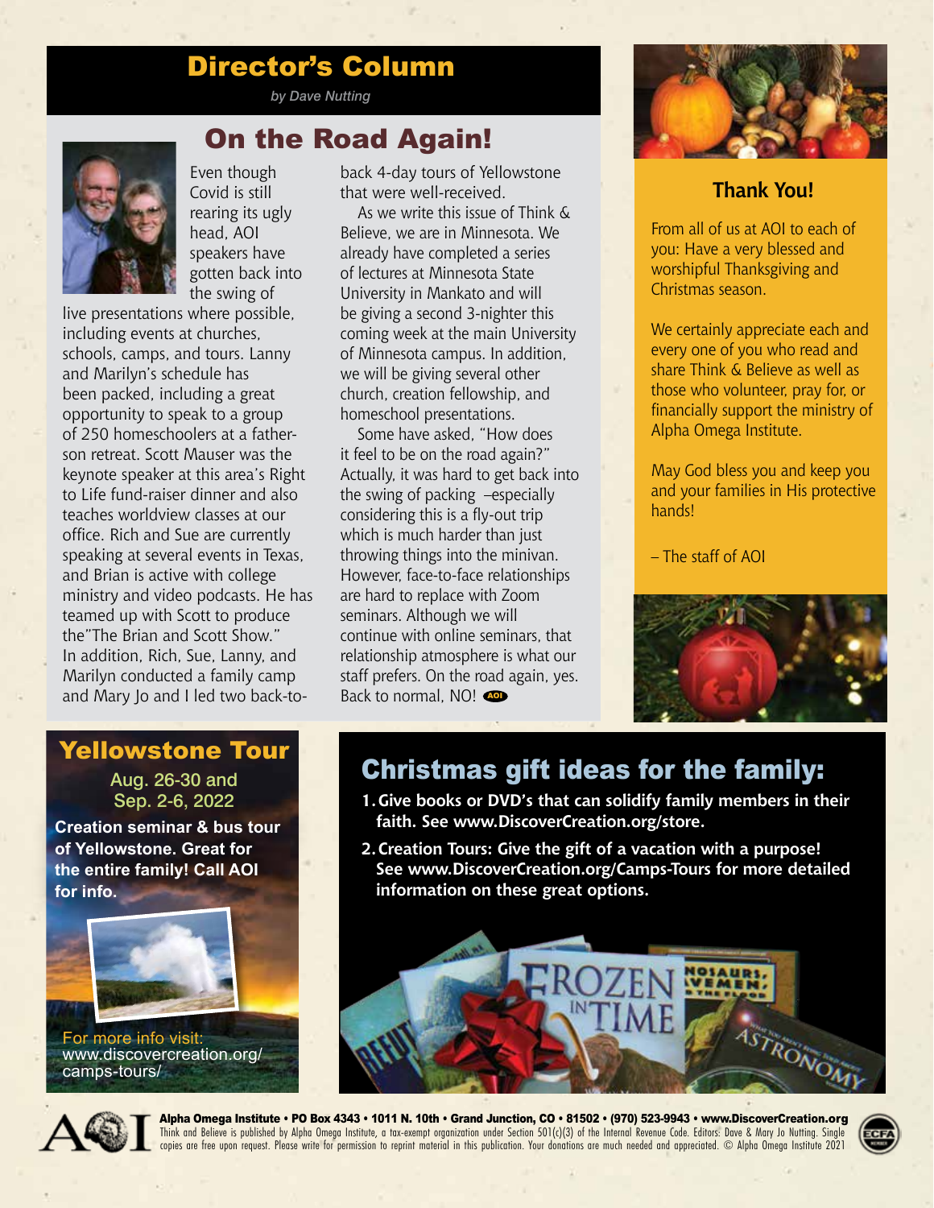# Director's Column

*by Dave Nutting*

## On the Road Again!

Even though Covid is still rearing its ugly head, AOI speakers have gotten back into the swing of live presentations where possible, including events at churches, schools, camps, and tours. Lanny and Marilyn's schedule has been packed, including a great opportunity to speak to a group of 250 homeschoolers at a father-son retreat. Scott Mauser was the keynote speaker at this area's Right to Life fund-raiser dinner and also teaches worldview classes at our office. Rich and Sue are currently speaking at several events in Texas, and Brian is active with college ministry and video podcasts. He has teamed up with Scott to produce the"The Brian and Scott Show." In addition, Rich, Sue, Lanny, and Marilyn conducted a family camp and Mary Jo and I led two back-to-back 4-day tours of Yellowstone that were well-received.

As we write this issue of Think & Believe, we are in Minnesota. We already have completed a series of lectures at Minnesota State University in Mankato and will be giving a second 3-nighter this coming week at the main University of Minnesota campus. In addition, we will be giving several other church, creation fellowship, and homeschool presentations.

Some have asked, "How does it feel to be on the road again?" Actually, it was hard to get back into the swing of packing –especially considering this is a fly-out trip which is much harder than just throwing things into the minivan. However, face-to-face relationships are hard to replace with Zoom seminars. Although we will continue with online seminars, that relationship atmosphere is what our staff prefers. On the road again, yes. Back to normal, NO!

## Thank You!

From all of us at AOI to each of you: Have a very blessed and worshipful Thanksgiving and Christmas season.

We certainly appreciate each and every one of you who read and share Think & Believe as well as those who volunteer, pray for, or financially support the ministry of Alpha Omega Institute.

May God bless you and keep you and your families in His protective hands!

– The staff of AOI

## Yellowstone Tour

Aug. 26-30 and Sep. 2-6, 2022

**Creation seminar & bus tour of Yellowstone. Great for the entire family! Call AOI for info.**

For more info visit: www.discovercreation.org/camps-tours/

## Christmas gift ideas for the family:

1. **Give books or DVD's that can solidify family members in their faith. See www.DiscoverCreation.org/store.**
2. **Creation Tours: Give the gift of a vacation with a purpose! See www.DiscoverCreation.org/Camps-Tours for more detailed information on these great options.**

**Alpha Omega Institute • PO Box 4343 • 1011 N. 10th • Grand Junction, CO • 81502 • (970) 523-9943 • www.DiscoverCreation.org**

Think and Believe is published by Alpha Omega Institute, a tax-exempt organization under Section 501(c)(3) of the Internal Revenue Code. Editors: Dave & Mary Jo Nutting. Single copies are free upon request. Please write for permission to reprint material in this publication. Your donations are much needed and appreciated. © Alpha Omega Institute 2021